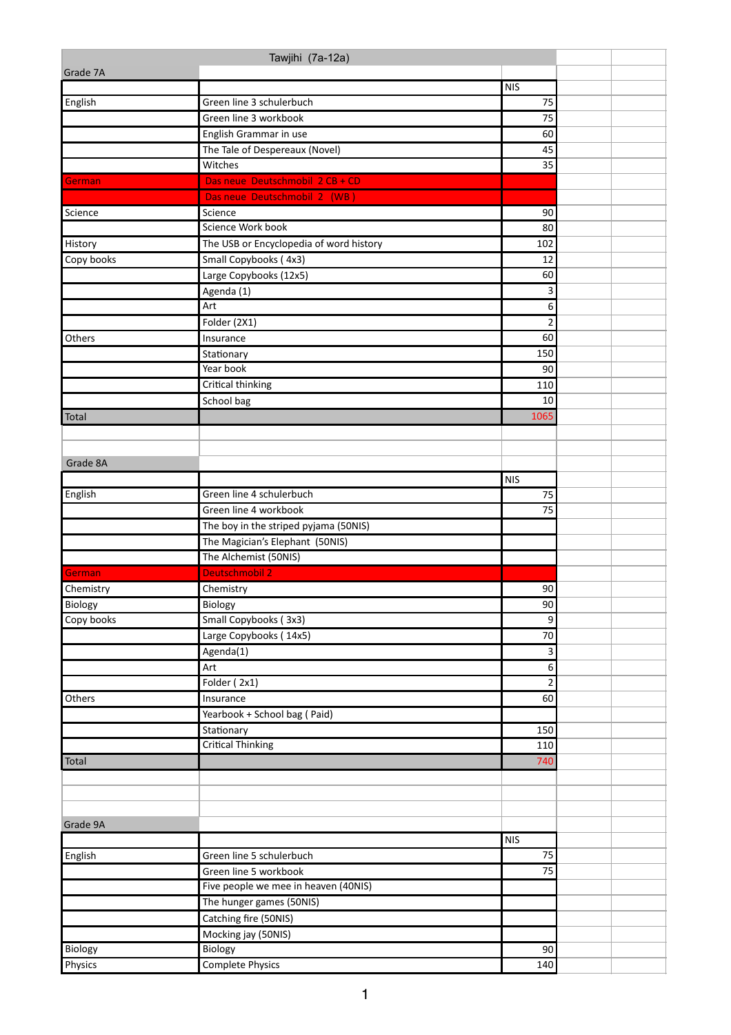# Tawjihi (7a-12a)

## Grade 7A

| | | NIS |
|---|---|---|
| English | Green line 3 schulerbuch | 75 |
| | Green line 3 workbook | 75 |
| | English Grammar in use | 60 |
| | The Tale of Despereaux (Novel) | 45 |
| | Witches | 35 |
| German | Das neue Deutschmobil 2 CB + CD | |
| | Das neue Deutschmobil 2 (WB) | |
| Science | Science | 90 |
| | Science Work book | 80 |
| History | The USB or Encyclopedia of word history | 102 |
| Copy books | Small Copybooks ( 4x3) | 12 |
| | Large Copybooks (12x5) | 60 |
| | Agenda (1) | 3 |
| | Art | 6 |
| | Folder (2X1) | 2 |
| Others | Insurance | 60 |
| | Stationary | 150 |
| | Year book | 90 |
| | Critical thinking | 110 |
| | School bag | 10 |
| Total | | 1065 |

## Grade 8A

| | | NIS |
|---|---|---|
| English | Green line 4 schulerbuch | 75 |
| | Green line 4 workbook | 75 |
| | The boy in the striped pyjama (50NIS) | |
| | The Magician's Elephant (50NIS) | |
| | The Alchemist (50NIS) | |
| German | Deutschmobil 2 | |
| Chemistry | Chemistry | 90 |
| Biology | Biology | 90 |
| Copy books | Small Copybooks ( 3x3) | 9 |
| | Large Copybooks ( 14x5) | 70 |
| | Agenda(1) | 3 |
| | Art | 6 |
| | Folder ( 2x1) | 2 |
| Others | Insurance | 60 |
| | Yearbook + School bag ( Paid) | |
| | Stationary | 150 |
| | Critical Thinking | 110 |
| Total | | 740 |

## Grade 9A

| | | NIS |
|---|---|---|
| English | Green line 5 schulerbuch | 75 |
| | Green line 5 workbook | 75 |
| | Five people we mee in heaven (40NIS) | |
| | The hunger games (50NIS) | |
| | Catching fire (50NIS) | |
| | Mocking jay (50NIS) | |
| Biology | Biology | 90 |
| Physics | Complete Physics | 140 |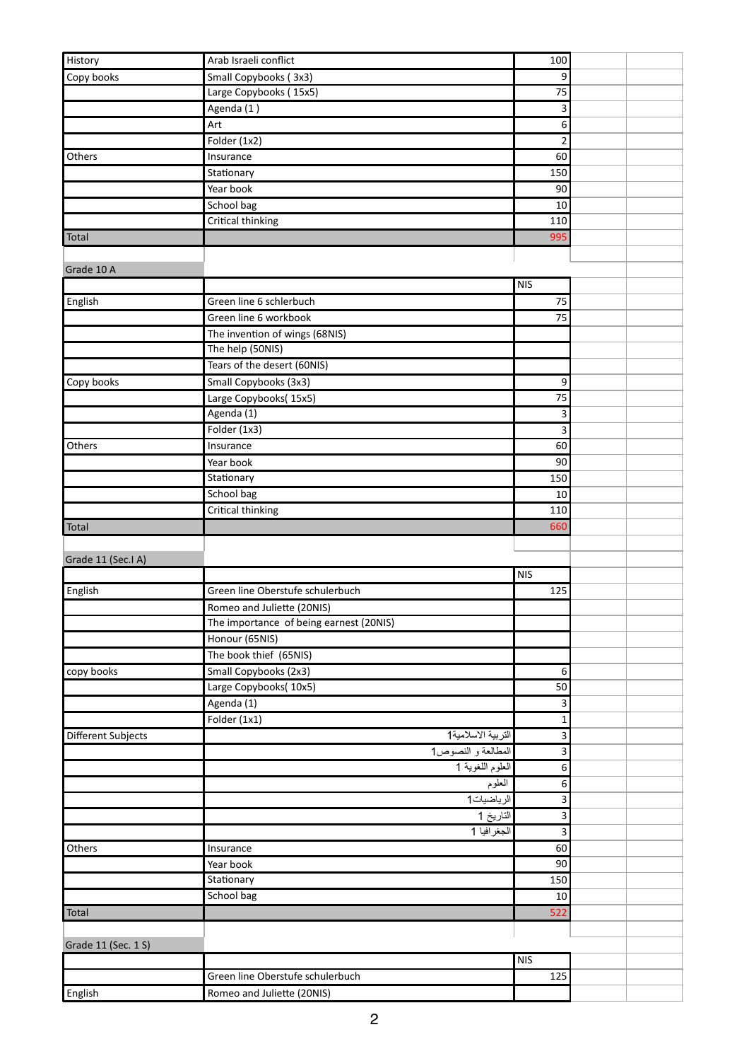| History | Arab Israeli conflict | 100 |
|---|---|---|
| Copy books | Small Copybooks ( 3x3) | 9 |
| | Large Copybooks ( 15x5) | 75 |
| | Agenda (1 ) | 3 |
| | Art | 6 |
| | Folder (1x2) | 2 |
| Others | Insurance | 60 |
| | Stationary | 150 |
| | Year book | 90 |
| | School bag | 10 |
| | Critical thinking | 110 |
| Total | | 995 |

Grade 10 A

| | | NIS |
|---|---|---|
| English | Green line 6 schlerbuch | 75 |
| | Green line 6 workbook | 75 |
| | The invention of wings (68NIS) | |
| | The help (50NIS) | |
| | Tears of the desert (60NIS) | |
| Copy books | Small Copybooks (3x3) | 9 |
| | Large Copybooks( 15x5) | 75 |
| | Agenda (1) | 3 |
| | Folder (1x3) | 3 |
| Others | Insurance | 60 |
| | Year book | 90 |
| | Stationary | 150 |
| | School bag | 10 |
| | Critical thinking | 110 |
| Total | | 660 |

Grade 11 (Sec.I A)

| | | NIS |
|---|---|---|
| English | Green line Oberstufe schulerbuch | 125 |
| | Romeo and Juliette (20NIS) | |
| | The importance of being earnest (20NIS) | |
| | Honour (65NIS) | |
| | The book thief (65NIS) | |
| copy books | Small Copybooks (2x3) | 6 |
| | Large Copybooks( 10x5) | 50 |
| | Agenda (1) | 3 |
| | Folder (1x1) | 1 |
| Different Subjects | التربية الاسلامية1 | 3 |
| | المطالعة و النصوص1 | 3 |
| | العلوم اللغوية 1 | 6 |
| | العلوم | 6 |
| | الرياضيات1 | 3 |
| | التاريخ 1 | 3 |
| | الجغرافيا 1 | 3 |
| Others | Insurance | 60 |
| | Year book | 90 |
| | Stationary | 150 |
| | School bag | 10 |
| Total | | 522 |

Grade 11 (Sec. 1 S)

| | | NIS |
|---|---|---|
| | Green line Oberstufe schulerbuch | 125 |
| English | Romeo and Juliette (20NIS) | |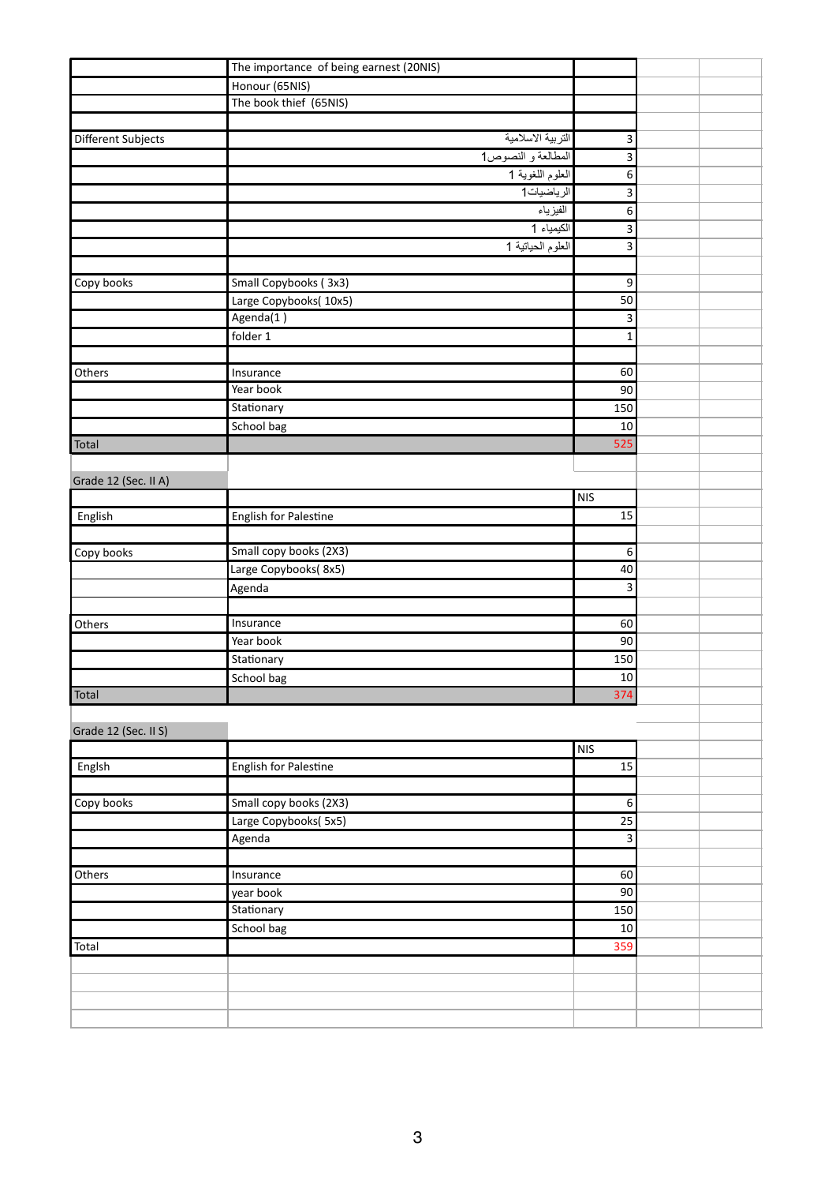| | | |
|---|---|---|
| | The importance of being earnest (20NIS) | |
| | Honour (65NIS) | |
| | The book thief (65NIS) | |
| | | |
| Different Subjects | التربية الاسلامية | 3 |
| | المطالعة و النصوص1 | 3 |
| | العلوم اللغوية 1 | 6 |
| | الرياضيات1 | 3 |
| | الفيزياء | 6 |
| | الكيمياء 1 | 3 |
| | العلوم الحياتية 1 | 3 |
| | | |
| Copy books | Small Copybooks ( 3x3) | 9 |
| | Large Copybooks( 10x5) | 50 |
| | Agenda(1 ) | 3 |
| | folder 1 | 1 |
| | | |
| Others | Insurance | 60 |
| | Year book | 90 |
| | Stationary | 150 |
| | School bag | 10 |
| Total | | 525 |

Grade 12 (Sec. II A)

| | | NIS |
|---|---|---|
| English | English for Palestine | 15 |
| | | |
| Copy books | Small copy books (2X3) | 6 |
| | Large Copybooks( 8x5) | 40 |
| | Agenda | 3 |
| | | |
| Others | Insurance | 60 |
| | Year book | 90 |
| | Stationary | 150 |
| | School bag | 10 |
| Total | | 374 |

Grade 12 (Sec. II S)

| | | NIS |
|---|---|---|
| Englsh | English for Palestine | 15 |
| | | |
| Copy books | Small copy books (2X3) | 6 |
| | Large Copybooks( 5x5) | 25 |
| | Agenda | 3 |
| | | |
| Others | Insurance | 60 |
| | year book | 90 |
| | Stationary | 150 |
| | School bag | 10 |
| Total | | 359 |